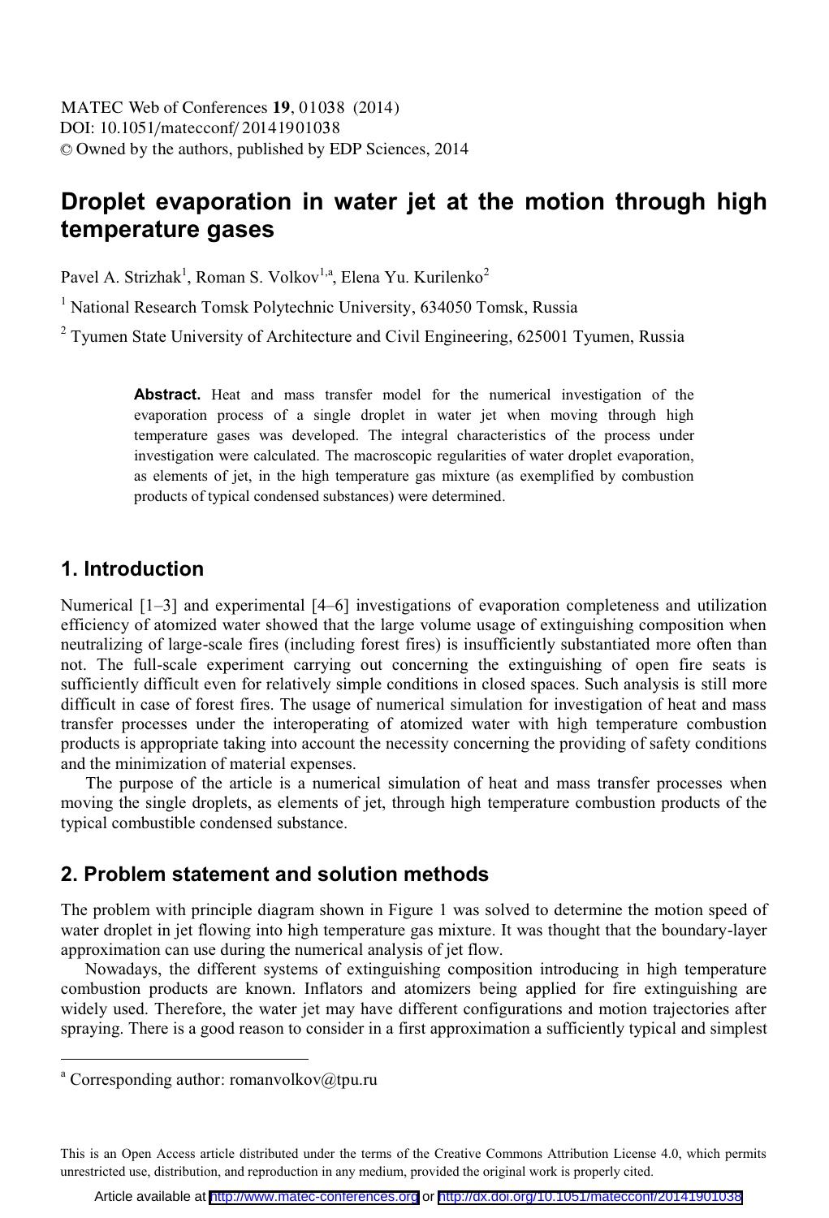# Droplet evaporation in water jet at the motion through high temperature gases

Pavel A. Strizhak[1], Roman S. Volkov[1,a], Elena Yu. Kurilenko[2]

[1] National Research Tomsk Polytechnic University, 634050 Tomsk, Russia

[2] Tyumen State University of Architecture and Civil Engineering, 625001 Tyumen, Russia

> **Abstract.** Heat and mass transfer model for the numerical investigation of the evaporation process of a single droplet in water jet when moving through high temperature gases was developed. The integral characteristics of the process under investigation were calculated. The macroscopic regularities of water droplet evaporation, as elements of jet, in the high temperature gas mixture (as exemplified by combustion products of typical condensed substances) were determined.

## 1. Introduction

Numerical [1–3] and experimental [4–6] investigations of evaporation completeness and utilization efficiency of atomized water showed that the large volume usage of extinguishing composition when neutralizing of large-scale fires (including forest fires) is insufficiently substantiated more often than not. The full-scale experiment carrying out concerning the extinguishing of open fire seats is sufficiently difficult even for relatively simple conditions in closed spaces. Such analysis is still more difficult in case of forest fires. The usage of numerical simulation for investigation of heat and mass transfer processes under the interoperating of atomized water with high temperature combustion products is appropriate taking into account the necessity concerning the providing of safety conditions and the minimization of material expenses.

The purpose of the article is a numerical simulation of heat and mass transfer processes when moving the single droplets, as elements of jet, through high temperature combustion products of the typical combustible condensed substance.

## 2. Problem statement and solution methods

The problem with principle diagram shown in Figure 1 was solved to determine the motion speed of water droplet in jet flowing into high temperature gas mixture. It was thought that the boundary-layer approximation can use during the numerical analysis of jet flow.

Nowadays, the different systems of extinguishing composition introducing in high temperature combustion products are known. Inflators and atomizers being applied for fire extinguishing are widely used. Therefore, the water jet may have different configurations and motion trajectories after spraying. There is a good reason to consider in a first approximation a sufficiently typical and simplest

---

[a] Corresponding author: romanvolkov@tpu.ru

This is an Open Access article distributed under the terms of the Creative Commons Attribution License 4.0, which permits unrestricted use, distribution, and reproduction in any medium, provided the original work is properly cited.

Article available at http://www.matec-conferences.org or http://dx.doi.org/10.1051/matecconf/20141901038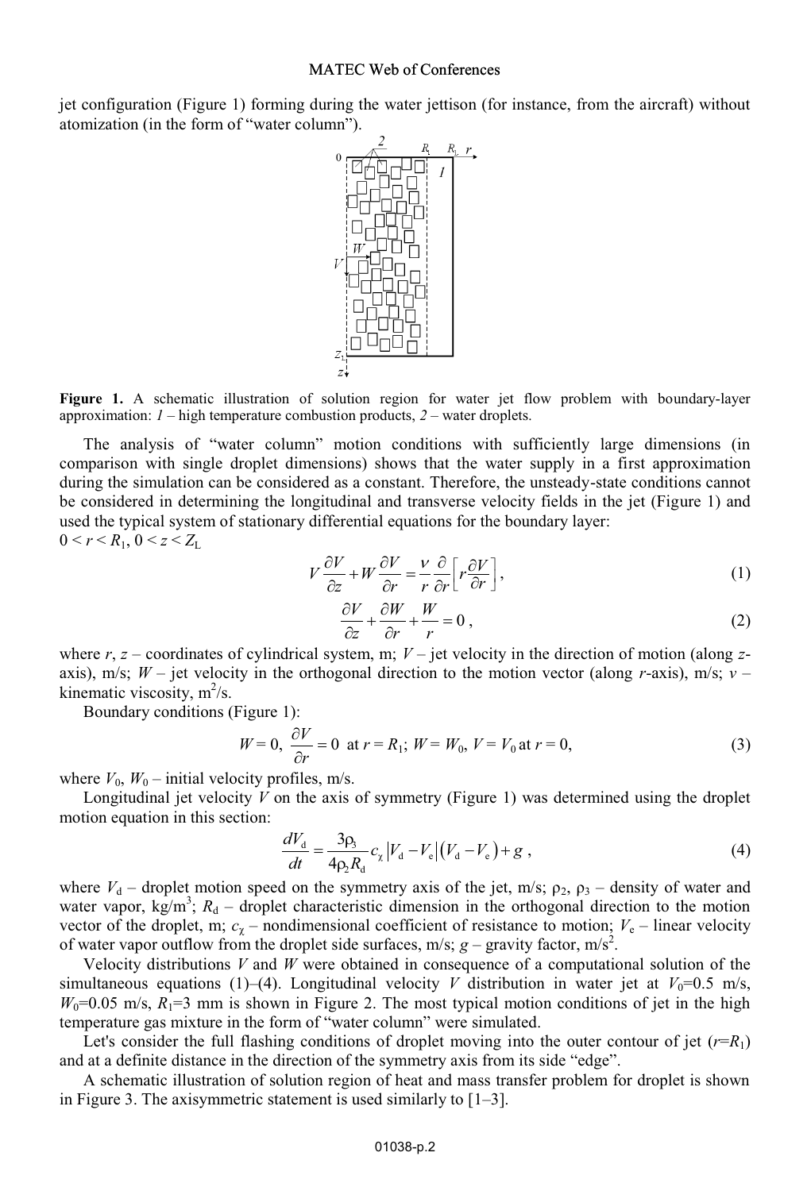jet configuration (Figure 1) forming during the water jettison (for instance, from the aircraft) without atomization (in the form of "water column").

**Figure 1.** A schematic illustration of solution region for water jet flow problem with boundary-layer approximation: *1* – high temperature combustion products, *2* – water droplets.

The analysis of "water column" motion conditions with sufficiently large dimensions (in comparison with single droplet dimensions) shows that the water supply in a first approximation during the simulation can be considered as a constant. Therefore, the unsteady-state conditions cannot be considered in determining the longitudinal and transverse velocity fields in the jet (Figure 1) and used the typical system of stationary differential equations for the boundary layer:

$0 < r < R_1$, $0 < z < Z_L$

$$V\frac{\partial V}{\partial z} + W\frac{\partial V}{\partial r} = \frac{\nu}{r}\frac{\partial}{\partial r}\left[r\frac{\partial V}{\partial r}\right], \tag{1}$$

$$\frac{\partial V}{\partial z} + \frac{\partial W}{\partial r} + \frac{W}{r} = 0, \tag{2}$$

where $r$, $z$ – coordinates of cylindrical system, m; $V$ – jet velocity in the direction of motion (along $z$-axis), m/s; $W$ – jet velocity in the orthogonal direction to the motion vector (along $r$-axis), m/s; $\nu$ – kinematic viscosity, m$^2$/s.

Boundary conditions (Figure 1):

$$W = 0,\ \frac{\partial V}{\partial r} = 0 \ \text{at } r = R_1;\ W = W_0,\ V = V_0 \ \text{at } r = 0, \tag{3}$$

where $V_0$, $W_0$ – initial velocity profiles, m/s.

Longitudinal jet velocity $V$ on the axis of symmetry (Figure 1) was determined using the droplet motion equation in this section:

$$\frac{dV_d}{dt} = \frac{3\rho_3}{4\rho_2 R_d} c_\chi \left|V_d - V_e\right|\left(V_d - V_e\right) + g, \tag{4}$$

where $V_d$ – droplet motion speed on the symmetry axis of the jet, m/s; $\rho_2$, $\rho_3$ – density of water and water vapor, kg/m$^3$; $R_d$ – droplet characteristic dimension in the orthogonal direction to the motion vector of the droplet, m; $c_\chi$ – nondimensional coefficient of resistance to motion; $V_e$ – linear velocity of water vapor outflow from the droplet side surfaces, m/s; $g$ – gravity factor, m/s$^2$.

Velocity distributions $V$ and $W$ were obtained in consequence of a computational solution of the simultaneous equations (1)–(4). Longitudinal velocity $V$ distribution in water jet at $V_0$=0.5 m/s, $W_0$=0.05 m/s, $R_1$=3 mm is shown in Figure 2. The most typical motion conditions of jet in the high temperature gas mixture in the form of "water column" were simulated.

Let's consider the full flashing conditions of droplet moving into the outer contour of jet ($r$=$R_1$) and at a definite distance in the direction of the symmetry axis from its side "edge".

A schematic illustration of solution region of heat and mass transfer problem for droplet is shown in Figure 3. The axisymmetric statement is used similarly to [1–3].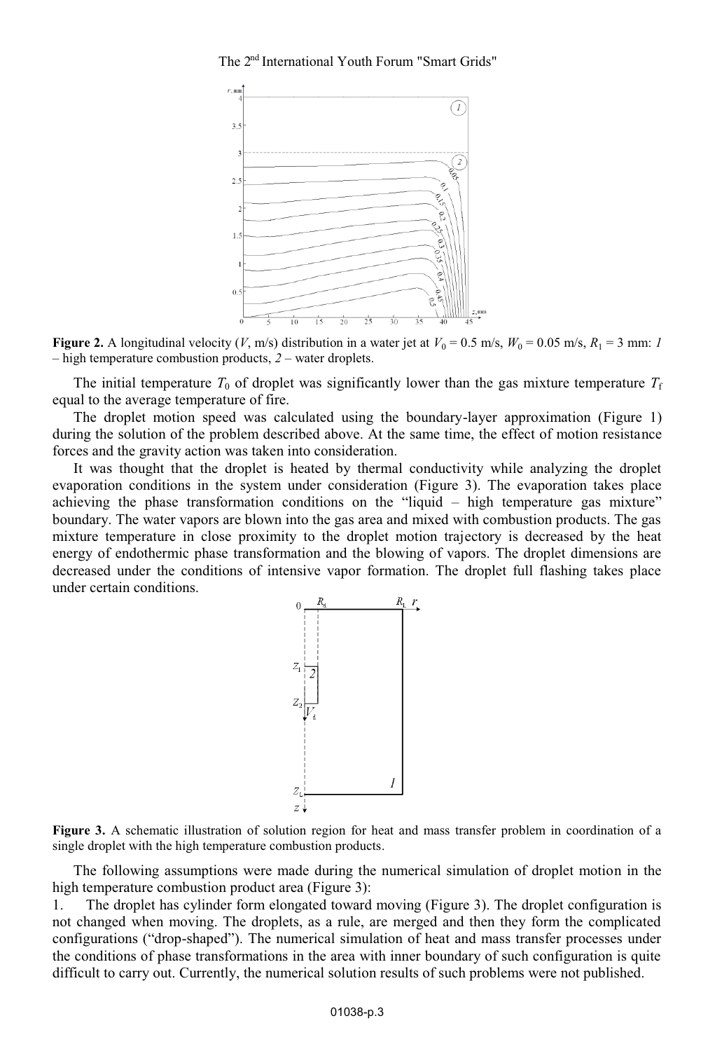**Figure 2.** A longitudinal velocity ($V$, m/s) distribution in a water jet at $V_0$ = 0.5 m/s, $W_0$ = 0.05 m/s, $R_1$ = 3 mm: *1* – high temperature combustion products, *2* – water droplets.

The initial temperature $T_0$ of droplet was significantly lower than the gas mixture temperature $T_f$ equal to the average temperature of fire.

The droplet motion speed was calculated using the boundary-layer approximation (Figure 1) during the solution of the problem described above. At the same time, the effect of motion resistance forces and the gravity action was taken into consideration.

It was thought that the droplet is heated by thermal conductivity while analyzing the droplet evaporation conditions in the system under consideration (Figure 3). The evaporation takes place achieving the phase transformation conditions on the "liquid – high temperature gas mixture" boundary. The water vapors are blown into the gas area and mixed with combustion products. The gas mixture temperature in close proximity to the droplet motion trajectory is decreased by the heat energy of endothermic phase transformation and the blowing of vapors. The droplet dimensions are decreased under the conditions of intensive vapor formation. The droplet full flashing takes place under certain conditions.

**Figure 3.** A schematic illustration of solution region for heat and mass transfer problem in coordination of a single droplet with the high temperature combustion products.

The following assumptions were made during the numerical simulation of droplet motion in the high temperature combustion product area (Figure 3):

1. The droplet has cylinder form elongated toward moving (Figure 3). The droplet configuration is not changed when moving. The droplets, as a rule, are merged and then they form the complicated configurations ("drop-shaped"). The numerical simulation of heat and mass transfer processes under the conditions of phase transformations in the area with inner boundary of such configuration is quite difficult to carry out. Currently, the numerical solution results of such problems were not published.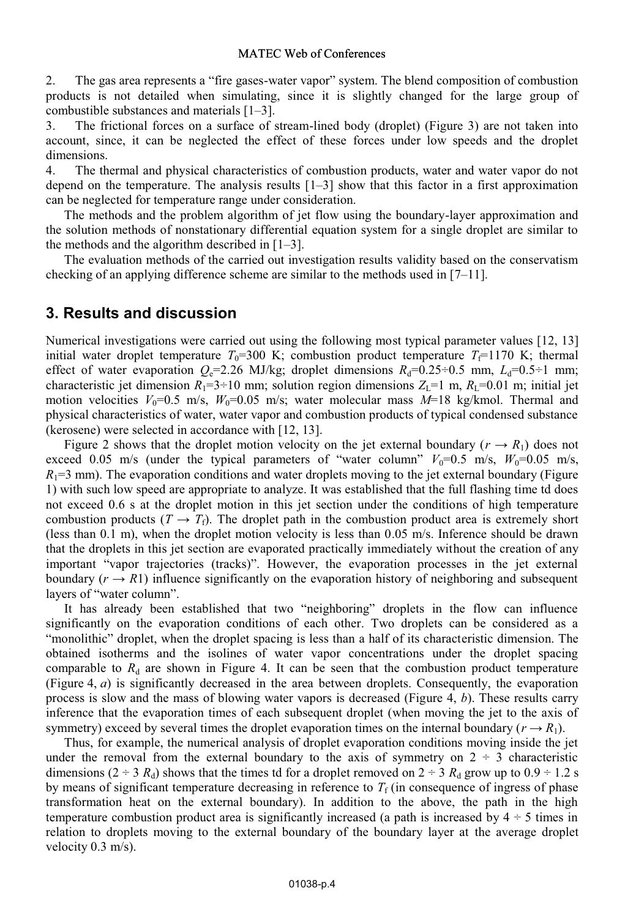2. The gas area represents a "fire gases-water vapor" system. The blend composition of combustion products is not detailed when simulating, since it is slightly changed for the large group of combustible substances and materials [1–3].

3. The frictional forces on a surface of stream-lined body (droplet) (Figure 3) are not taken into account, since, it can be neglected the effect of these forces under low speeds and the droplet dimensions.

4. The thermal and physical characteristics of combustion products, water and water vapor do not depend on the temperature. The analysis results [1–3] show that this factor in a first approximation can be neglected for temperature range under consideration.

The methods and the problem algorithm of jet flow using the boundary-layer approximation and the solution methods of nonstationary differential equation system for a single droplet are similar to the methods and the algorithm described in [1–3].

The evaluation methods of the carried out investigation results validity based on the conservatism checking of an applying difference scheme are similar to the methods used in [7–11].

## 3. Results and discussion

Numerical investigations were carried out using the following most typical parameter values [12, 13] initial water droplet temperature $T_0$=300 K; combustion product temperature $T_f$=1170 K; thermal effect of water evaporation $Q_e$=2.26 MJ/kg; droplet dimensions $R_d$=0.25÷0.5 mm, $L_d$=0.5÷1 mm; characteristic jet dimension $R_1$=3÷10 mm; solution region dimensions $Z_L$=1 m, $R_L$=0.01 m; initial jet motion velocities $V_0$=0.5 m/s, $W_0$=0.05 m/s; water molecular mass $M$=18 kg/kmol. Thermal and physical characteristics of water, water vapor and combustion products of typical condensed substance (kerosene) were selected in accordance with [12, 13].

Figure 2 shows that the droplet motion velocity on the jet external boundary ($r \to R_1$) does not exceed 0.05 m/s (under the typical parameters of "water column" $V_0$=0.5 m/s, $W_0$=0.05 m/s, $R_1$=3 mm). The evaporation conditions and water droplets moving to the jet external boundary (Figure 1) with such low speed are appropriate to analyze. It was established that the full flashing time td does not exceed 0.6 s at the droplet motion in this jet section under the conditions of high temperature combustion products ($T \to T_f$). The droplet path in the combustion product area is extremely short (less than 0.1 m), when the droplet motion velocity is less than 0.05 m/s. Inference should be drawn that the droplets in this jet section are evaporated practically immediately without the creation of any important "vapor trajectories (tracks)". However, the evaporation processes in the jet external boundary ($r \to R1$) influence significantly on the evaporation history of neighboring and subsequent layers of "water column".

It has already been established that two "neighboring" droplets in the flow can influence significantly on the evaporation conditions of each other. Two droplets can be considered as a "monolithic" droplet, when the droplet spacing is less than a half of its characteristic dimension. The obtained isotherms and the isolines of water vapor concentrations under the droplet spacing comparable to $R_d$ are shown in Figure 4. It can be seen that the combustion product temperature (Figure 4, *a*) is significantly decreased in the area between droplets. Consequently, the evaporation process is slow and the mass of blowing water vapors is decreased (Figure 4, *b*). These results carry inference that the evaporation times of each subsequent droplet (when moving the jet to the axis of symmetry) exceed by several times the droplet evaporation times on the internal boundary ($r \to R_1$).

Thus, for example, the numerical analysis of droplet evaporation conditions moving inside the jet under the removal from the external boundary to the axis of symmetry on 2 ÷ 3 characteristic dimensions (2 ÷ 3 $R_d$) shows that the times td for a droplet removed on 2 ÷ 3 $R_d$ grow up to 0.9 ÷ 1.2 s by means of significant temperature decreasing in reference to $T_f$ (in consequence of ingress of phase transformation heat on the external boundary). In addition to the above, the path in the high temperature combustion product area is significantly increased (a path is increased by 4 ÷ 5 times in relation to droplets moving to the external boundary of the boundary layer at the average droplet velocity 0.3 m/s).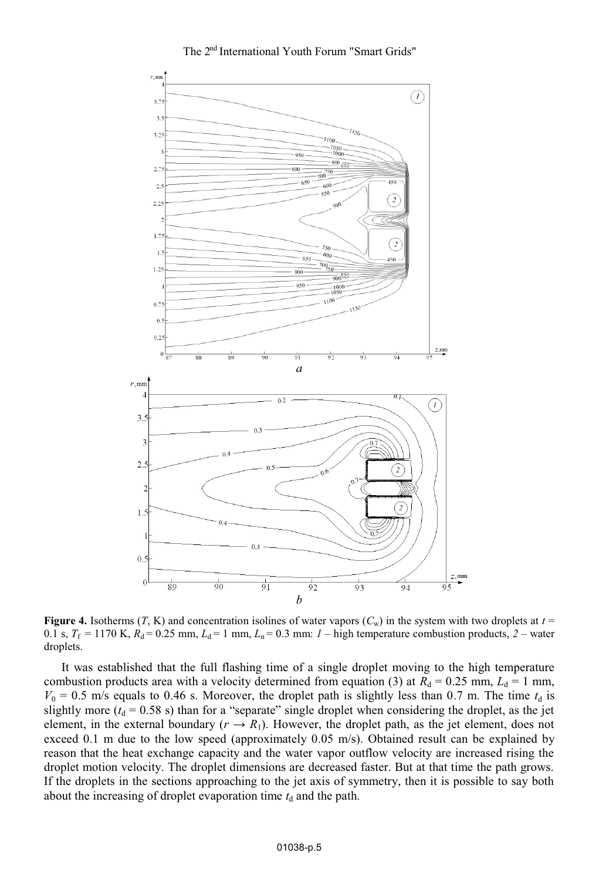**Figure 4.** Isotherms ($T$, K) and concentration isolines of water vapors ($C_w$) in the system with two droplets at $t$ = 0.1 s, $T_f$ = 1170 K, $R_d$ = 0.25 mm, $L_d$ = 1 mm, $L_n$ = 0.3 mm: *1* – high temperature combustion products, *2* – water droplets.

It was established that the full flashing time of a single droplet moving to the high temperature combustion products area with a velocity determined from equation (3) at $R_d$ = 0.25 mm, $L_d$ = 1 mm, $V_0$ = 0.5 m/s equals to 0.46 s. Moreover, the droplet path is slightly less than 0.7 m. The time $t_d$ is slightly more ($t_d$ = 0.58 s) than for a "separate" single droplet when considering the droplet, as the jet element, in the external boundary ($r \rightarrow R_1$). However, the droplet path, as the jet element, does not exceed 0.1 m due to the low speed (approximately 0.05 m/s). Obtained result can be explained by reason that the heat exchange capacity and the water vapor outflow velocity are increased rising the droplet motion velocity. The droplet dimensions are decreased faster. But at that time the path grows. If the droplets in the sections approaching to the jet axis of symmetry, then it is possible to say both about the increasing of droplet evaporation time $t_d$ and the path.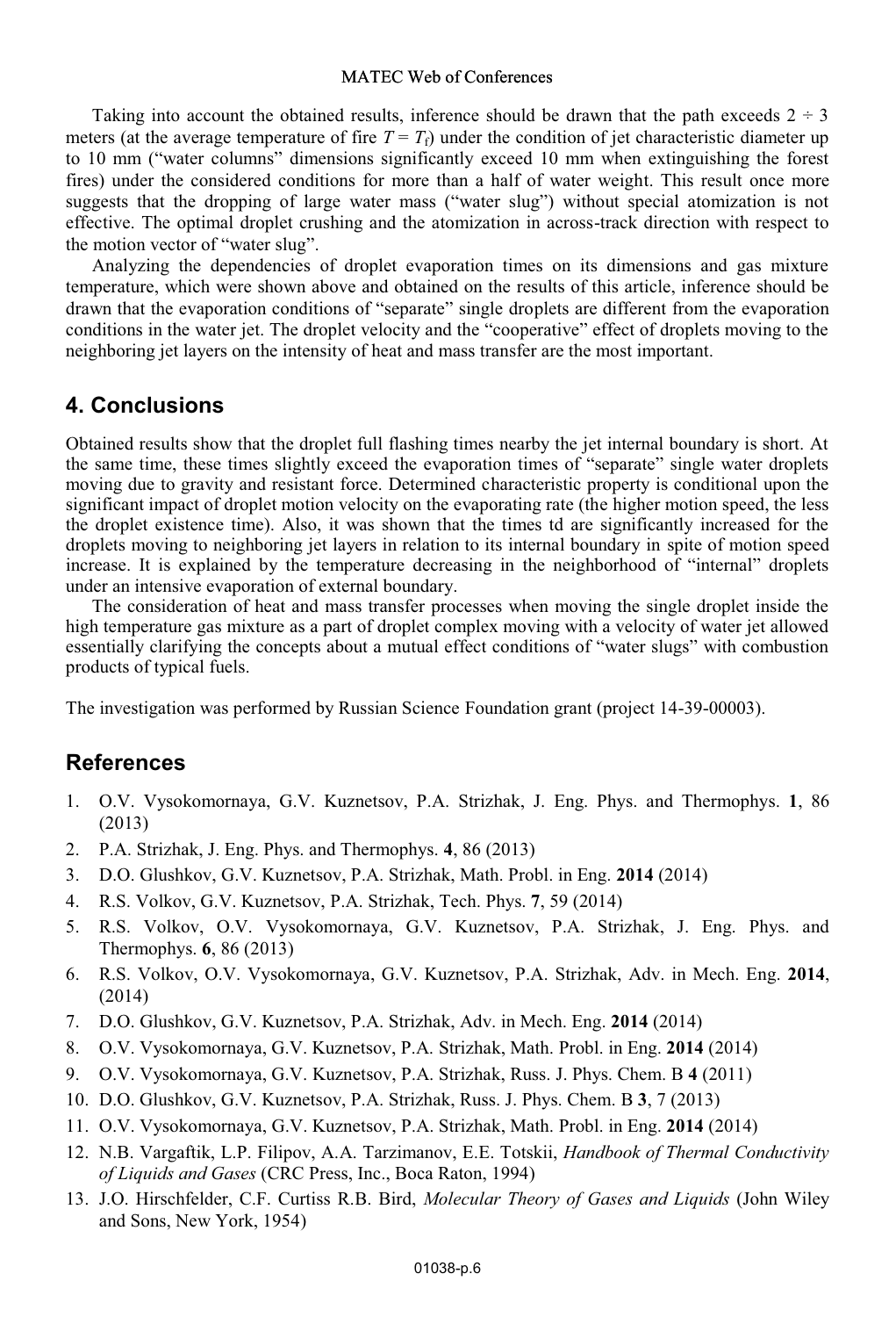Taking into account the obtained results, inference should be drawn that the path exceeds 2 ÷ 3 meters (at the average temperature of fire $T = T_f$) under the condition of jet characteristic diameter up to 10 mm ("water columns" dimensions significantly exceed 10 mm when extinguishing the forest fires) under the considered conditions for more than a half of water weight. This result once more suggests that the dropping of large water mass ("water slug") without special atomization is not effective. The optimal droplet crushing and the atomization in across-track direction with respect to the motion vector of "water slug".

Analyzing the dependencies of droplet evaporation times on its dimensions and gas mixture temperature, which were shown above and obtained on the results of this article, inference should be drawn that the evaporation conditions of "separate" single droplets are different from the evaporation conditions in the water jet. The droplet velocity and the "cooperative" effect of droplets moving to the neighboring jet layers on the intensity of heat and mass transfer are the most important.

## 4. Conclusions

Obtained results show that the droplet full flashing times nearby the jet internal boundary is short. At the same time, these times slightly exceed the evaporation times of "separate" single water droplets moving due to gravity and resistant force. Determined characteristic property is conditional upon the significant impact of droplet motion velocity on the evaporating rate (the higher motion speed, the less the droplet existence time). Also, it was shown that the times td are significantly increased for the droplets moving to neighboring jet layers in relation to its internal boundary in spite of motion speed increase. It is explained by the temperature decreasing in the neighborhood of "internal" droplets under an intensive evaporation of external boundary.

The consideration of heat and mass transfer processes when moving the single droplet inside the high temperature gas mixture as a part of droplet complex moving with a velocity of water jet allowed essentially clarifying the concepts about a mutual effect conditions of "water slugs" with combustion products of typical fuels.

The investigation was performed by Russian Science Foundation grant (project 14-39-00003).

## References

1. O.V. Vysokomornaya, G.V. Kuznetsov, P.A. Strizhak, J. Eng. Phys. and Thermophys. **1**, 86 (2013)
2. P.A. Strizhak, J. Eng. Phys. and Thermophys. **4**, 86 (2013)
3. D.O. Glushkov, G.V. Kuznetsov, P.A. Strizhak, Math. Probl. in Eng. **2014** (2014)
4. R.S. Volkov, G.V. Kuznetsov, P.A. Strizhak, Tech. Phys. **7**, 59 (2014)
5. R.S. Volkov, O.V. Vysokomornaya, G.V. Kuznetsov, P.A. Strizhak, J. Eng. Phys. and Thermophys. **6**, 86 (2013)
6. R.S. Volkov, O.V. Vysokomornaya, G.V. Kuznetsov, P.A. Strizhak, Adv. in Mech. Eng. **2014**, (2014)
7. D.O. Glushkov, G.V. Kuznetsov, P.A. Strizhak, Adv. in Mech. Eng. **2014** (2014)
8. O.V. Vysokomornaya, G.V. Kuznetsov, P.A. Strizhak, Math. Probl. in Eng. **2014** (2014)
9. O.V. Vysokomornaya, G.V. Kuznetsov, P.A. Strizhak, Russ. J. Phys. Chem. B **4** (2011)
10. D.O. Glushkov, G.V. Kuznetsov, P.A. Strizhak, Russ. J. Phys. Chem. B **3**, 7 (2013)
11. O.V. Vysokomornaya, G.V. Kuznetsov, P.A. Strizhak, Math. Probl. in Eng. **2014** (2014)
12. N.B. Vargaftik, L.P. Filipov, A.A. Tarzimanov, E.E. Totskii, *Handbook of Thermal Conductivity of Liquids and Gases* (CRC Press, Inc., Boca Raton, 1994)
13. J.O. Hirschfelder, C.F. Curtiss R.B. Bird, *Molecular Theory of Gases and Liquids* (John Wiley and Sons, New York, 1954)